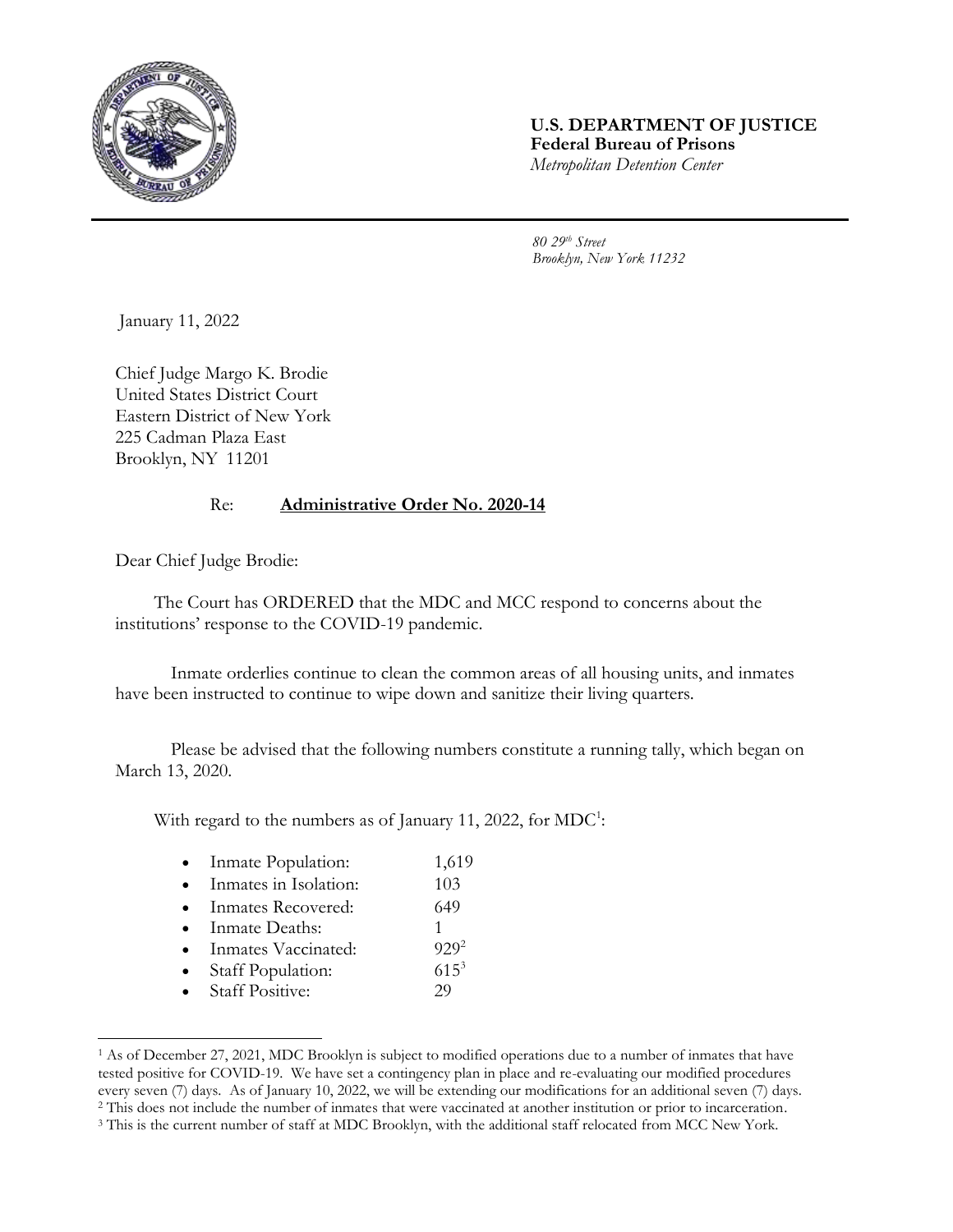**U.S. DEPARTMENT OF JUSTICE**
**Federal Bureau of Prisons**
*Metropolitan Detention Center*

*80 29th Street*
*Brooklyn, New York 11232*

January 11, 2022

Chief Judge Margo K. Brodie
United States District Court
Eastern District of New York
225 Cadman Plaza East
Brooklyn, NY 11201

Re: **Administrative Order No. 2020-14**

Dear Chief Judge Brodie:

The Court has ORDERED that the MDC and MCC respond to concerns about the institutions' response to the COVID-19 pandemic.

Inmate orderlies continue to clean the common areas of all housing units, and inmates have been instructed to continue to wipe down and sanitize their living quarters.

Please be advised that the following numbers constitute a running tally, which began on March 13, 2020.

With regard to the numbers as of January 11, 2022, for MDC[1]:

- Inmate Population: 1,619
- Inmates in Isolation: 103
- Inmates Recovered: 649
- Inmate Deaths: 1
- Inmates Vaccinated: 929[2]
- Staff Population: 615[3]
- Staff Positive: 29

---

[1] As of December 27, 2021, MDC Brooklyn is subject to modified operations due to a number of inmates that have tested positive for COVID-19. We have set a contingency plan in place and re-evaluating our modified procedures every seven (7) days. As of January 10, 2022, we will be extending our modifications for an additional seven (7) days.

[2] This does not include the number of inmates that were vaccinated at another institution or prior to incarceration.

[3] This is the current number of staff at MDC Brooklyn, with the additional staff relocated from MCC New York.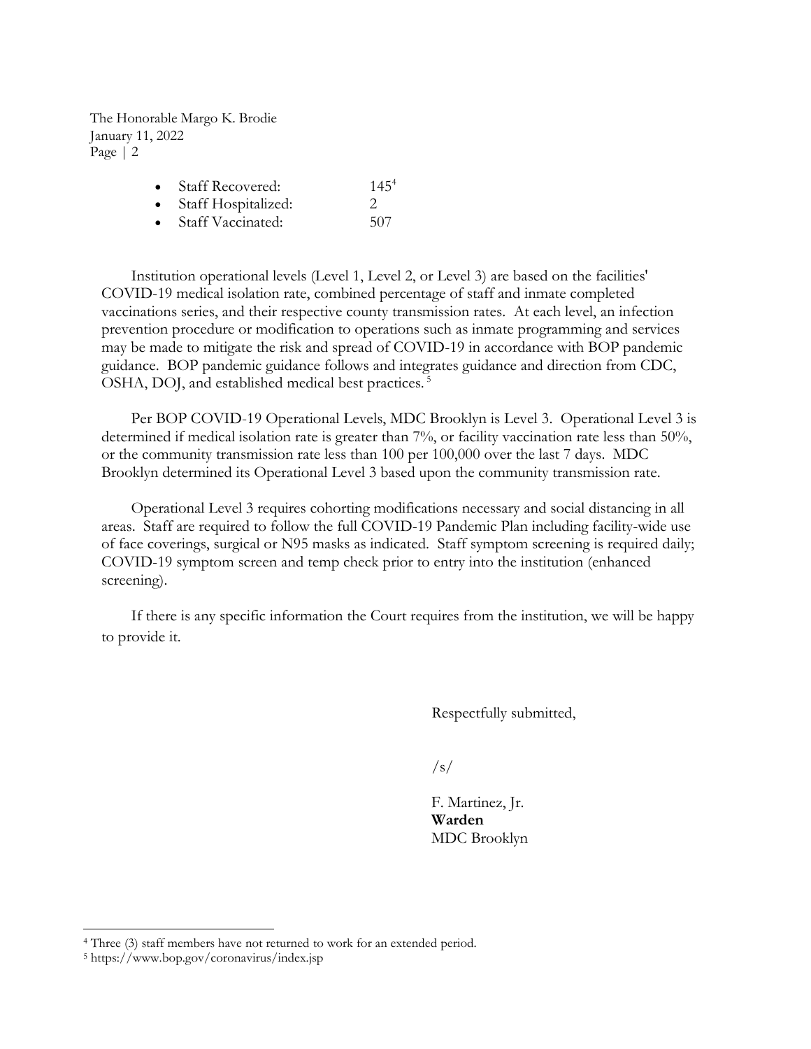- Staff Recovered: 145[4]
- Staff Hospitalized: 2
- Staff Vaccinated: 507

Institution operational levels (Level 1, Level 2, or Level 3) are based on the facilities' COVID-19 medical isolation rate, combined percentage of staff and inmate completed vaccinations series, and their respective county transmission rates. At each level, an infection prevention procedure or modification to operations such as inmate programming and services may be made to mitigate the risk and spread of COVID-19 in accordance with BOP pandemic guidance. BOP pandemic guidance follows and integrates guidance and direction from CDC, OSHA, DOJ, and established medical best practices.[5]

Per BOP COVID-19 Operational Levels, MDC Brooklyn is Level 3. Operational Level 3 is determined if medical isolation rate is greater than 7%, or facility vaccination rate less than 50%, or the community transmission rate less than 100 per 100,000 over the last 7 days. MDC Brooklyn determined its Operational Level 3 based upon the community transmission rate.

Operational Level 3 requires cohorting modifications necessary and social distancing in all areas. Staff are required to follow the full COVID-19 Pandemic Plan including facility-wide use of face coverings, surgical or N95 masks as indicated. Staff symptom screening is required daily; COVID-19 symptom screen and temp check prior to entry into the institution (enhanced screening).

If there is any specific information the Court requires from the institution, we will be happy to provide it.

Respectfully submitted,

/s/

F. Martinez, Jr.
**Warden**
MDC Brooklyn

---

[4] Three (3) staff members have not returned to work for an extended period.

[5] https://www.bop.gov/coronavirus/index.jsp